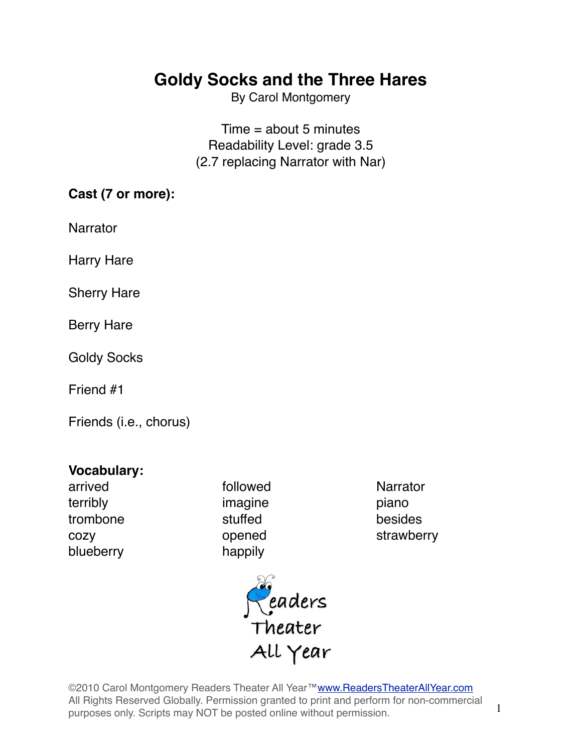# Goldy Socks and the Three Hares

By Carol Montgomery

Time = about 5 minutes
Readability Level: grade 3.5
(2.7 replacing Narrator with Nar)

**Cast (7 or more):**

Narrator

Harry Hare

Sherry Hare

Berry Hare

Goldy Socks

Friend #1

Friends (i.e., chorus)

**Vocabulary:**

| | | |
|---|---|---|
| arrived | followed | Narrator |
| terribly | imagine | piano |
| trombone | stuffed | besides |
| cozy | opened | strawberry |
| blueberry | happily | |

Readers Theater All Year

©2010 Carol Montgomery Readers Theater All Year™ www.ReadersTheaterAllYear.com
All Rights Reserved Globally. Permission granted to print and perform for non-commercial purposes only. Scripts may NOT be posted online without permission.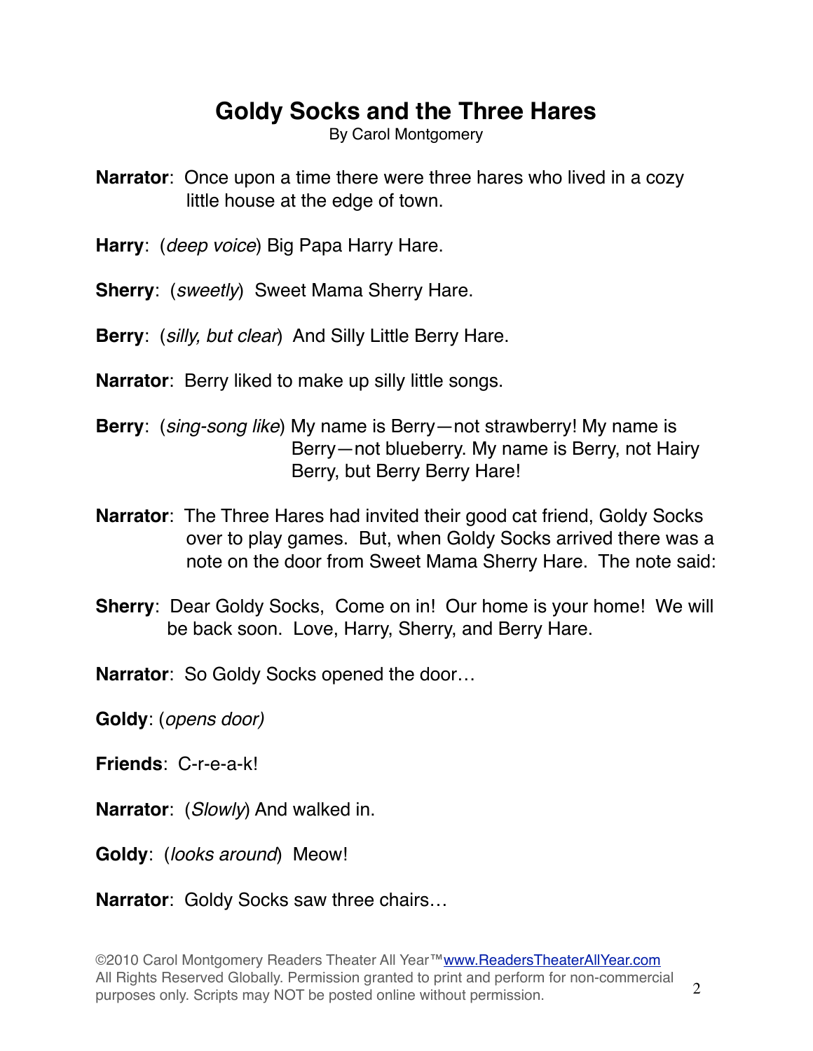# Goldy Socks and the Three Hares

By Carol Montgomery

**Narrator**: Once upon a time there were three hares who lived in a cozy little house at the edge of town.

**Harry**: (*deep voice*) Big Papa Harry Hare.

**Sherry**: (*sweetly*) Sweet Mama Sherry Hare.

**Berry**: (*silly, but clear*) And Silly Little Berry Hare.

**Narrator**: Berry liked to make up silly little songs.

**Berry**: (*sing-song like*) My name is Berry—not strawberry! My name is Berry—not blueberry. My name is Berry, not Hairy Berry, but Berry Berry Hare!

**Narrator**: The Three Hares had invited their good cat friend, Goldy Socks over to play games. But, when Goldy Socks arrived there was a note on the door from Sweet Mama Sherry Hare. The note said:

**Sherry**: Dear Goldy Socks, Come on in! Our home is your home! We will be back soon. Love, Harry, Sherry, and Berry Hare.

**Narrator**: So Goldy Socks opened the door…

**Goldy**: (*opens door)*

**Friends**: C-r-e-a-k!

**Narrator**: (*Slowly*) And walked in.

**Goldy**: (*looks around*) Meow!

**Narrator**: Goldy Socks saw three chairs…

©2010 Carol Montgomery Readers Theater All Year™www.ReadersTheaterAllYear.com
All Rights Reserved Globally. Permission granted to print and perform for non-commercial purposes only. Scripts may NOT be posted online without permission.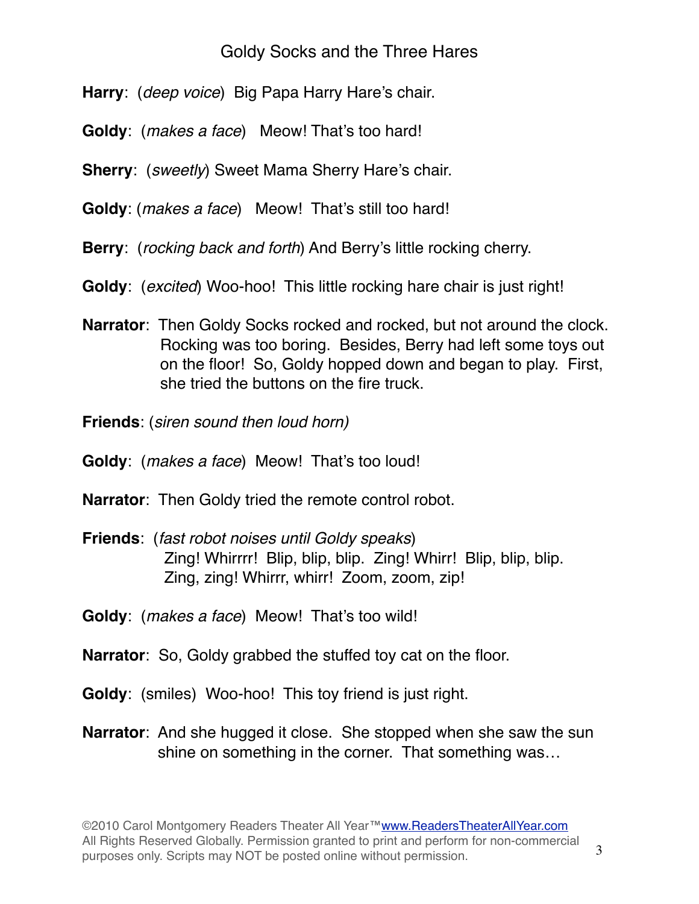**Harry**: (*deep voice*) Big Papa Harry Hare's chair.

**Goldy**: (*makes a face*) Meow! That's too hard!

**Sherry**: (*sweetly*) Sweet Mama Sherry Hare's chair.

**Goldy**: (*makes a face*) Meow! That's still too hard!

**Berry**: (*rocking back and forth*) And Berry's little rocking cherry.

**Goldy**: (*excited*) Woo-hoo! This little rocking hare chair is just right!

**Narrator**: Then Goldy Socks rocked and rocked, but not around the clock. Rocking was too boring. Besides, Berry had left some toys out on the floor! So, Goldy hopped down and began to play. First, she tried the buttons on the fire truck.

**Friends**: (*siren sound then loud horn)*

**Goldy**: (*makes a face*) Meow! That's too loud!

**Narrator**: Then Goldy tried the remote control robot.

**Friends**: (*fast robot noises until Goldy speaks*)
Zing! Whirrrr! Blip, blip, blip. Zing! Whirr! Blip, blip, blip.
Zing, zing! Whirrr, whirr! Zoom, zoom, zip!

**Goldy**: (*makes a face*) Meow! That's too wild!

**Narrator**: So, Goldy grabbed the stuffed toy cat on the floor.

**Goldy**: (smiles) Woo-hoo! This toy friend is just right.

**Narrator**: And she hugged it close. She stopped when she saw the sun shine on something in the corner. That something was…

©2010 Carol Montgomery Readers Theater All Year™ www.ReadersTheaterAllYear.com
All Rights Reserved Globally. Permission granted to print and perform for non-commercial purposes only. Scripts may NOT be posted online without permission.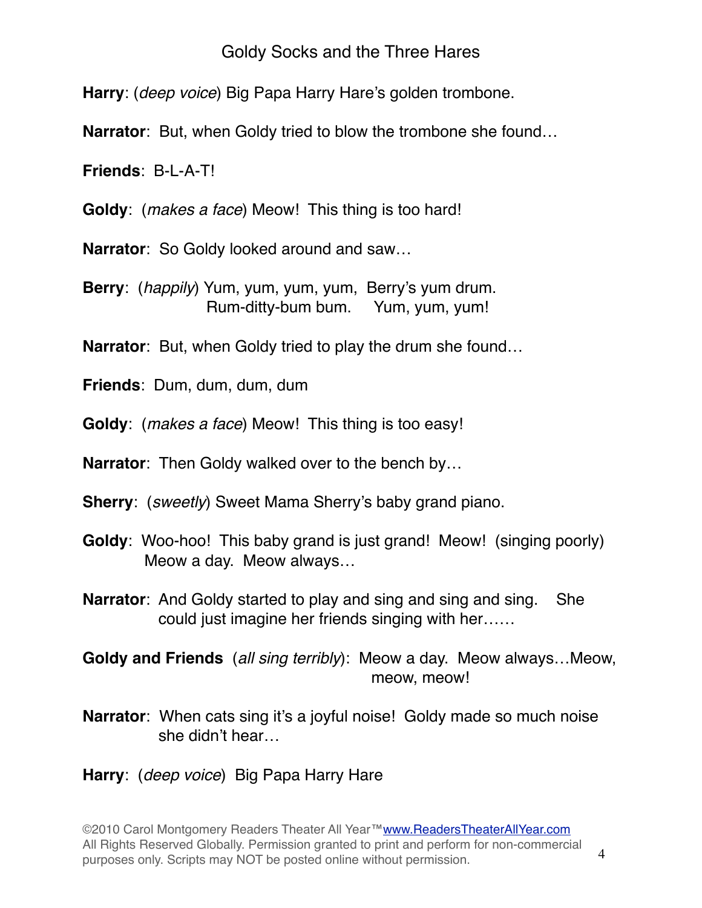**Harry**: (*deep voice*) Big Papa Harry Hare's golden trombone.

**Narrator**: But, when Goldy tried to blow the trombone she found…

**Friends**: B-L-A-T!

**Goldy**: (*makes a face*) Meow! This thing is too hard!

**Narrator**: So Goldy looked around and saw…

**Berry**: (*happily*) Yum, yum, yum, yum, Berry's yum drum.
Rum-ditty-bum bum. Yum, yum, yum!

**Narrator**: But, when Goldy tried to play the drum she found…

**Friends**: Dum, dum, dum, dum

**Goldy**: (*makes a face*) Meow! This thing is too easy!

**Narrator**: Then Goldy walked over to the bench by…

**Sherry**: (*sweetly*) Sweet Mama Sherry's baby grand piano.

**Goldy**: Woo-hoo! This baby grand is just grand! Meow! (singing poorly)
Meow a day. Meow always…

**Narrator**: And Goldy started to play and sing and sing and sing. She could just imagine her friends singing with her……

**Goldy and Friends** (*all sing terribly*): Meow a day. Meow always…Meow, meow, meow!

**Narrator**: When cats sing it's a joyful noise! Goldy made so much noise she didn't hear…

**Harry**: (*deep voice*) Big Papa Harry Hare

©2010 Carol Montgomery Readers Theater All Year™ www.ReadersTheaterAllYear.com
All Rights Reserved Globally. Permission granted to print and perform for non-commercial purposes only. Scripts may NOT be posted online without permission.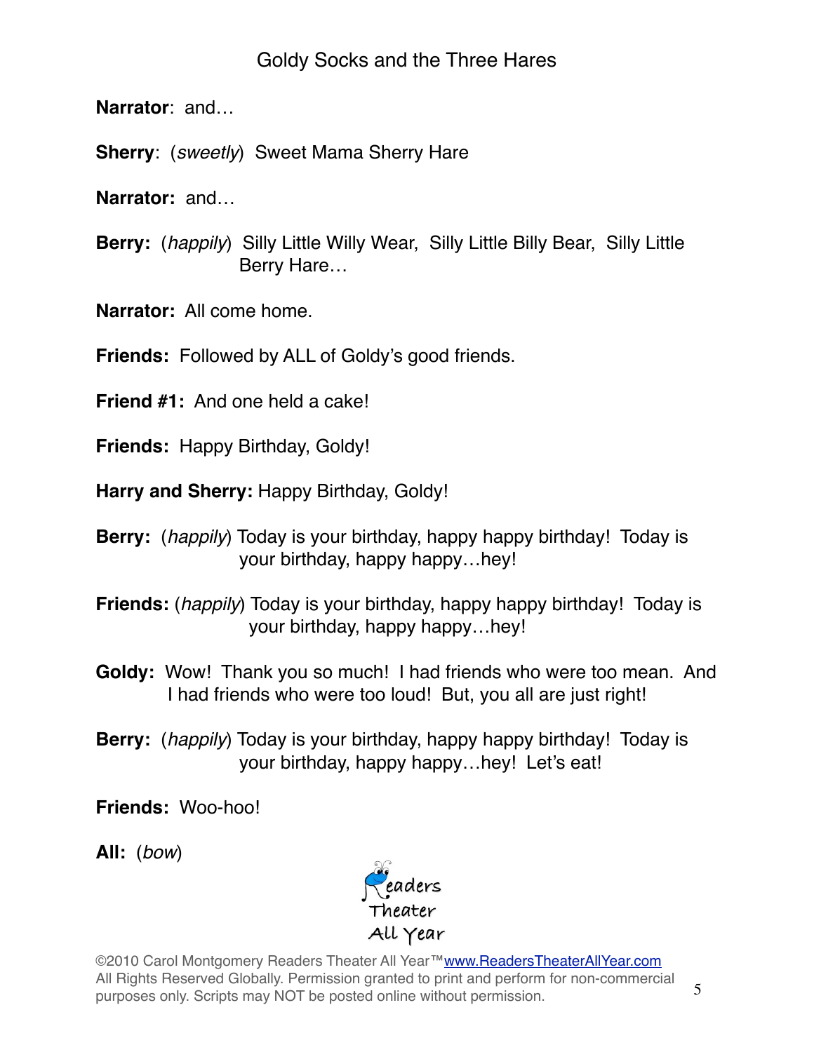**Narrator**: and…

**Sherry**: (*sweetly*) Sweet Mama Sherry Hare

**Narrator:** and…

**Berry:** (*happily*) Silly Little Willy Wear, Silly Little Billy Bear, Silly Little Berry Hare…

**Narrator:** All come home.

**Friends:** Followed by ALL of Goldy's good friends.

**Friend #1:** And one held a cake!

**Friends:** Happy Birthday, Goldy!

**Harry and Sherry:** Happy Birthday, Goldy!

**Berry:** (*happily*) Today is your birthday, happy happy birthday! Today is your birthday, happy happy…hey!

**Friends:** (*happily*) Today is your birthday, happy happy birthday! Today is your birthday, happy happy…hey!

**Goldy:** Wow! Thank you so much! I had friends who were too mean. And I had friends who were too loud! But, you all are just right!

**Berry:** (*happily*) Today is your birthday, happy happy birthday! Today is your birthday, happy happy…hey! Let's eat!

**Friends:** Woo-hoo!

**All:** (*bow*)

Readers Theater All Year

©2010 Carol Montgomery Readers Theater All Year™www.ReadersTheaterAllYear.com
All Rights Reserved Globally. Permission granted to print and perform for non-commercial purposes only. Scripts may NOT be posted online without permission.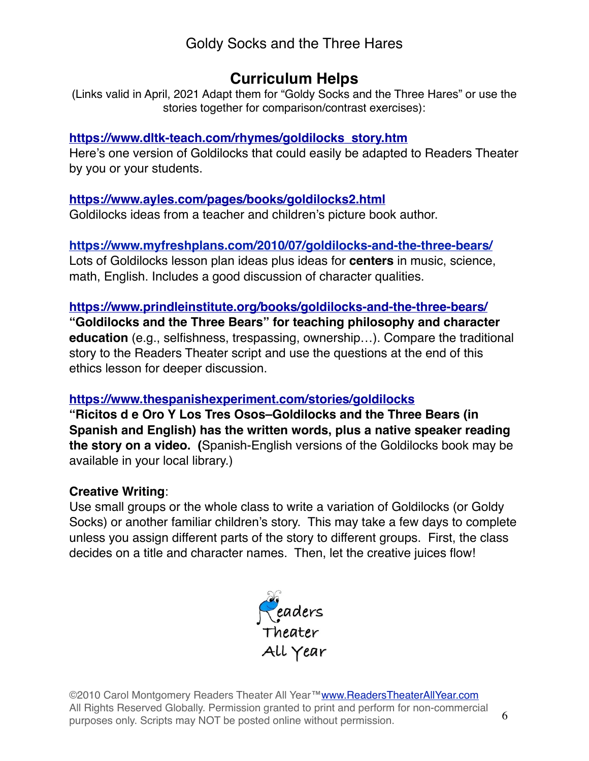## Curriculum Helps

(Links valid in April, 2021 Adapt them for "Goldy Socks and the Three Hares" or use the stories together for comparison/contrast exercises):

**https://www.dltk-teach.com/rhymes/goldilocks_story.htm**
Here's one version of Goldilocks that could easily be adapted to Readers Theater by you or your students.

**https://www.ayles.com/pages/books/goldilocks2.html**
Goldilocks ideas from a teacher and children's picture book author.

**https://www.myfreshplans.com/2010/07/goldilocks-and-the-three-bears/**
Lots of Goldilocks lesson plan ideas plus ideas for **centers** in music, science, math, English. Includes a good discussion of character qualities.

**https://www.prindleinstitute.org/books/goldilocks-and-the-three-bears/**
**"Goldilocks and the Three Bears" for teaching philosophy and character education** (e.g., selfishness, trespassing, ownership…). Compare the traditional story to the Readers Theater script and use the questions at the end of this ethics lesson for deeper discussion.

**https://www.thespanishexperiment.com/stories/goldilocks**
**"Ricitos d e Oro Y Los Tres Osos–Goldilocks and the Three Bears (in Spanish and English) has the written words, plus a native speaker reading the story on a video. (**Spanish-English versions of the Goldilocks book may be available in your local library.)

**Creative Writing**:
Use small groups or the whole class to write a variation of Goldilocks (or Goldy Socks) or another familiar children's story. This may take a few days to complete unless you assign different parts of the story to different groups. First, the class decides on a title and character names. Then, let the creative juices flow!

Readers Theater All Year

©2010 Carol Montgomery Readers Theater All Year™www.ReadersTheaterAllYear.com
All Rights Reserved Globally. Permission granted to print and perform for non-commercial purposes only. Scripts may NOT be posted online without permission.